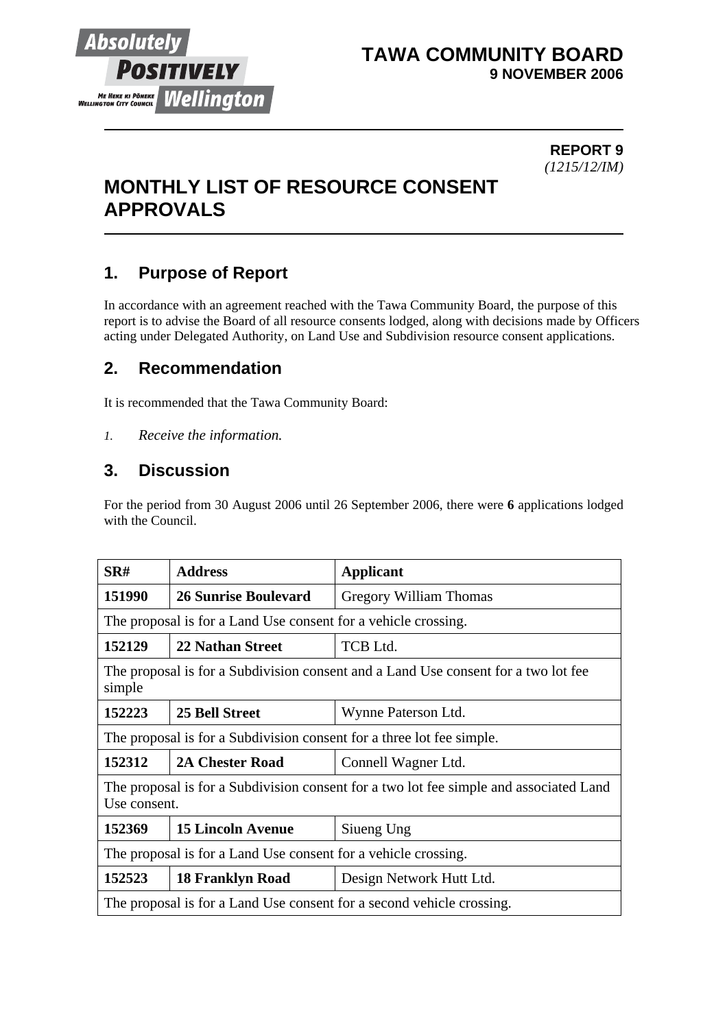# TAWA COMMUNITY BOARD
**9 NOVEMBER 2006**

**REPORT 9**
*(1215/12/IM)*

# MONTHLY LIST OF RESOURCE CONSENT APPROVALS

## 1. Purpose of Report

In accordance with an agreement reached with the Tawa Community Board, the purpose of this report is to advise the Board of all resource consents lodged, along with decisions made by Officers acting under Delegated Authority, on Land Use and Subdivision resource consent applications.

## 2. Recommendation

It is recommended that the Tawa Community Board:

1. *Receive the information.*

## 3. Discussion

For the period from 30 August 2006 until 26 September 2006, there were **6** applications lodged with the Council.

| SR# | Address | Applicant |
|---|---|---|
| **151990** | **26 Sunrise Boulevard** | Gregory William Thomas |
| The proposal is for a Land Use consent for a vehicle crossing. | | |
| **152129** | **22 Nathan Street** | TCB Ltd. |
| The proposal is for a Subdivision consent and a Land Use consent for a two lot fee simple | | |
| **152223** | **25 Bell Street** | Wynne Paterson Ltd. |
| The proposal is for a Subdivision consent for a three lot fee simple. | | |
| **152312** | **2A Chester Road** | Connell Wagner Ltd. |
| The proposal is for a Subdivision consent for a two lot fee simple and associated Land Use consent. | | |
| **152369** | **15 Lincoln Avenue** | Siueng Ung |
| The proposal is for a Land Use consent for a vehicle crossing. | | |
| **152523** | **18 Franklyn Road** | Design Network Hutt Ltd. |
| The proposal is for a Land Use consent for a second vehicle crossing. | | |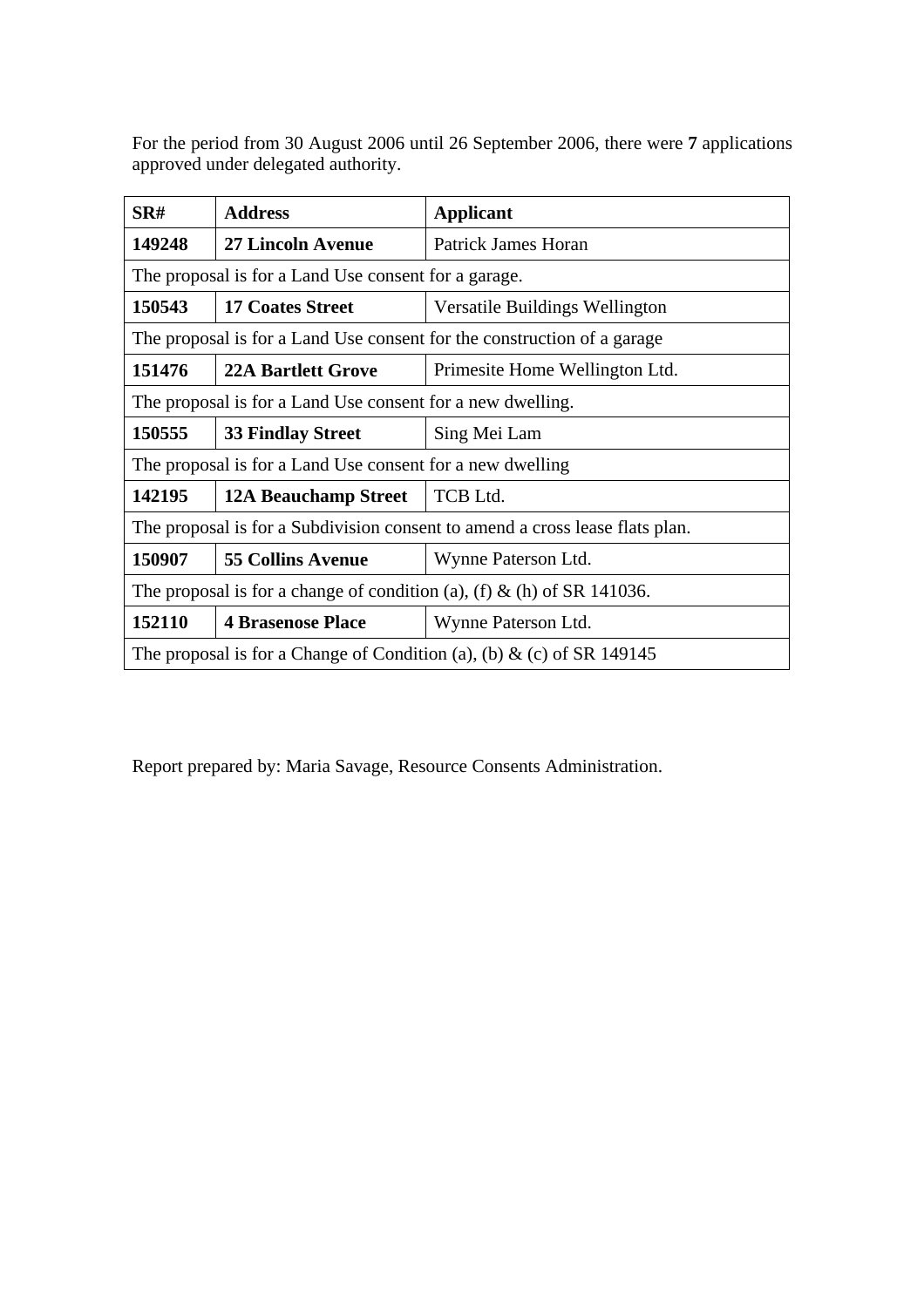For the period from 30 August 2006 until 26 September 2006, there were **7** applications approved under delegated authority.

| SR# | Address | Applicant |
|---|---|---|
| **149248** | **27 Lincoln Avenue** | Patrick James Horan |
| The proposal is for a Land Use consent for a garage. | | |
| **150543** | **17 Coates Street** | Versatile Buildings Wellington |
| The proposal is for a Land Use consent for the construction of a garage | | |
| **151476** | **22A Bartlett Grove** | Primesite Home Wellington Ltd. |
| The proposal is for a Land Use consent for a new dwelling. | | |
| **150555** | **33 Findlay Street** | Sing Mei Lam |
| The proposal is for a Land Use consent for a new dwelling | | |
| **142195** | **12A Beauchamp Street** | TCB Ltd. |
| The proposal is for a Subdivision consent to amend a cross lease flats plan. | | |
| **150907** | **55 Collins Avenue** | Wynne Paterson Ltd. |
| The proposal is for a change of condition (a), (f) & (h) of SR 141036. | | |
| **152110** | **4 Brasenose Place** | Wynne Paterson Ltd. |
| The proposal is for a Change of Condition (a), (b) & (c) of SR 149145 | | |

Report prepared by: Maria Savage, Resource Consents Administration.